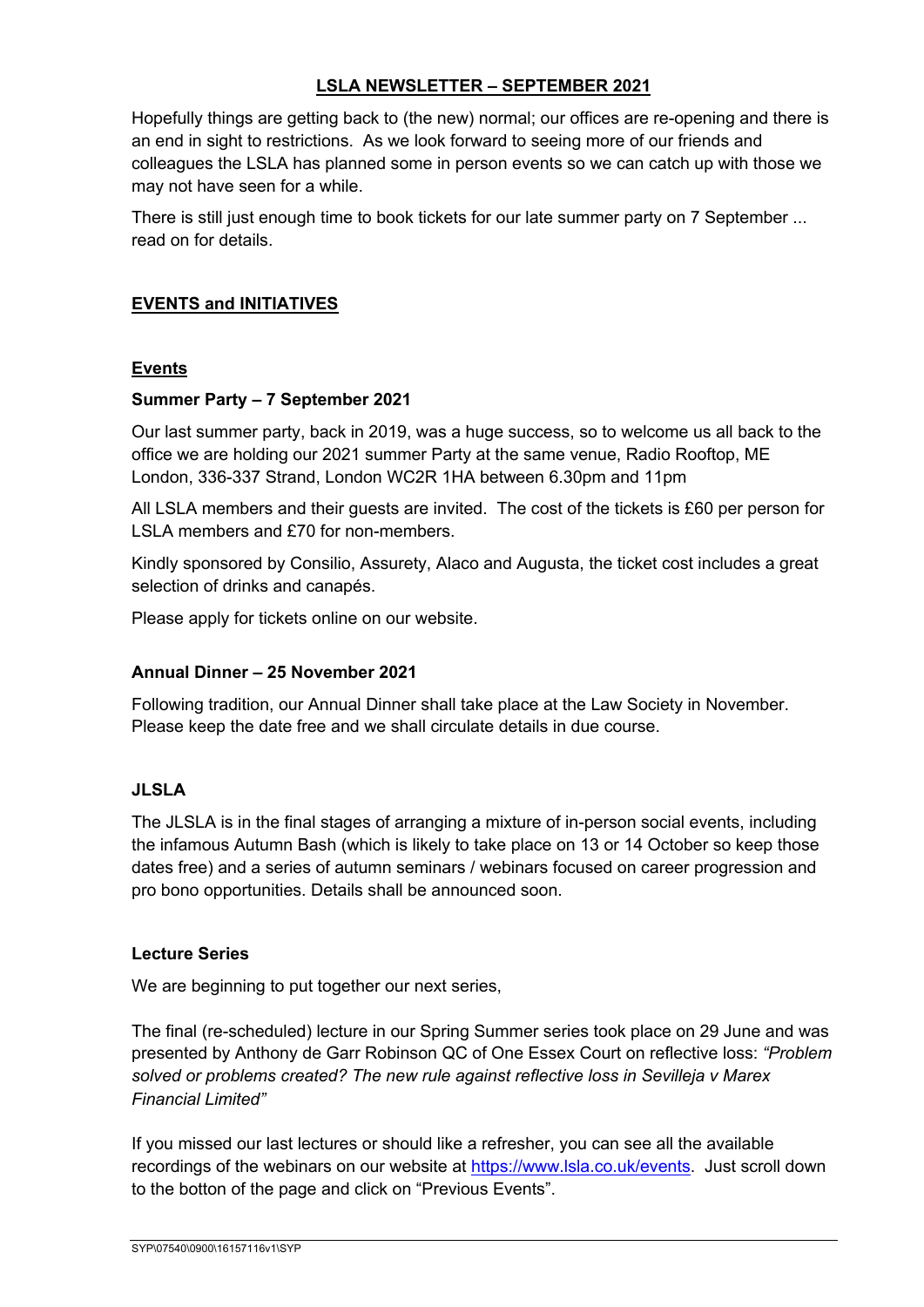# LSLA NEWSLETTER – SEPTEMBER 2021

Hopefully things are getting back to (the new) normal; our offices are re-opening and there is an end in sight to restrictions. As we look forward to seeing more of our friends and colleagues the LSLA has planned some in person events so we can catch up with those we may not have seen for a while.

There is still just enough time to book tickets for our late summer party on 7 September ... read on for details.

## EVENTS and INITIATIVES

### Events

#### Summer Party – 7 September 2021

Our last summer party, back in 2019, was a huge success, so to welcome us all back to the office we are holding our 2021 summer Party at the same venue, Radio Rooftop, ME London, 336-337 Strand, London WC2R 1HA between 6.30pm and 11pm

All LSLA members and their guests are invited. The cost of the tickets is £60 per person for LSLA members and £70 for non-members.

Kindly sponsored by Consilio, Assurety, Alaco and Augusta, the ticket cost includes a great selection of drinks and canapés.

Please apply for tickets online on our website.

#### Annual Dinner – 25 November 2021

Following tradition, our Annual Dinner shall take place at the Law Society in November. Please keep the date free and we shall circulate details in due course.

#### JLSLA

The JLSLA is in the final stages of arranging a mixture of in-person social events, including the infamous Autumn Bash (which is likely to take place on 13 or 14 October so keep those dates free) and a series of autumn seminars / webinars focused on career progression and pro bono opportunities. Details shall be announced soon.

#### Lecture Series

We are beginning to put together our next series,

The final (re-scheduled) lecture in our Spring Summer series took place on 29 June and was presented by Anthony de Garr Robinson QC of One Essex Court on reflective loss: *"Problem solved or problems created? The new rule against reflective loss in Sevilleja v Marex Financial Limited"*

If you missed our last lectures or should like a refresher, you can see all the available recordings of the webinars on our website at https://www.lsla.co.uk/events. Just scroll down to the botton of the page and click on "Previous Events".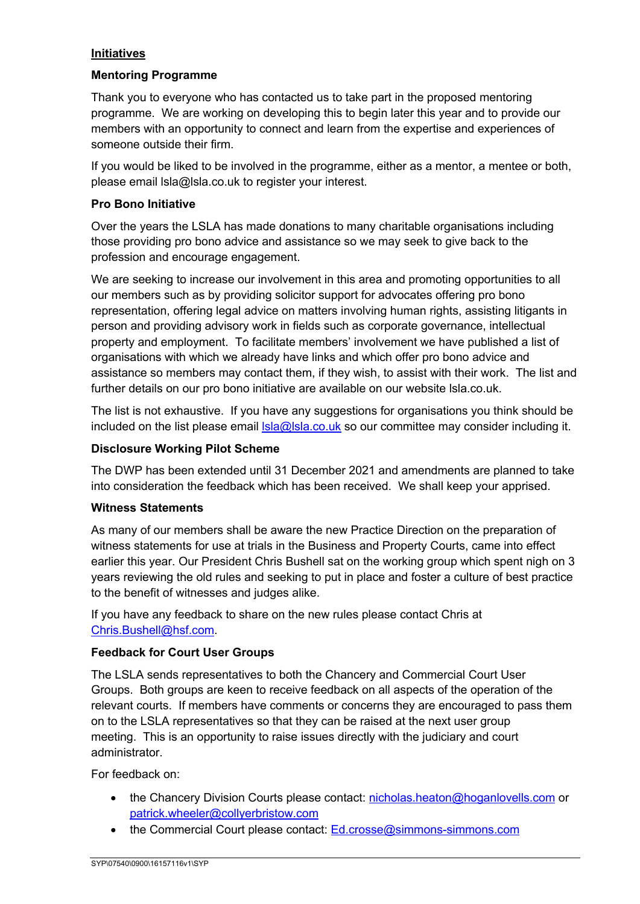## Initiatives

### Mentoring Programme

Thank you to everyone who has contacted us to take part in the proposed mentoring programme. We are working on developing this to begin later this year and to provide our members with an opportunity to connect and learn from the expertise and experiences of someone outside their firm.

If you would be liked to be involved in the programme, either as a mentor, a mentee or both, please email lsla@lsla.co.uk to register your interest.

### Pro Bono Initiative

Over the years the LSLA has made donations to many charitable organisations including those providing pro bono advice and assistance so we may seek to give back to the profession and encourage engagement.

We are seeking to increase our involvement in this area and promoting opportunities to all our members such as by providing solicitor support for advocates offering pro bono representation, offering legal advice on matters involving human rights, assisting litigants in person and providing advisory work in fields such as corporate governance, intellectual property and employment. To facilitate members' involvement we have published a list of organisations with which we already have links and which offer pro bono advice and assistance so members may contact them, if they wish, to assist with their work. The list and further details on our pro bono initiative are available on our website lsla.co.uk.

The list is not exhaustive. If you have any suggestions for organisations you think should be included on the list please email lsla@lsla.co.uk so our committee may consider including it.

### Disclosure Working Pilot Scheme

The DWP has been extended until 31 December 2021 and amendments are planned to take into consideration the feedback which has been received. We shall keep your apprised.

### Witness Statements

As many of our members shall be aware the new Practice Direction on the preparation of witness statements for use at trials in the Business and Property Courts, came into effect earlier this year. Our President Chris Bushell sat on the working group which spent nigh on 3 years reviewing the old rules and seeking to put in place and foster a culture of best practice to the benefit of witnesses and judges alike.

If you have any feedback to share on the new rules please contact Chris at Chris.Bushell@hsf.com.

### Feedback for Court User Groups

The LSLA sends representatives to both the Chancery and Commercial Court User Groups. Both groups are keen to receive feedback on all aspects of the operation of the relevant courts. If members have comments or concerns they are encouraged to pass them on to the LSLA representatives so that they can be raised at the next user group meeting. This is an opportunity to raise issues directly with the judiciary and court administrator.

For feedback on:

- the Chancery Division Courts please contact: nicholas.heaton@hoganlovells.com or patrick.wheeler@collyerbristow.com
- the Commercial Court please contact: Ed.crosse@simmons-simmons.com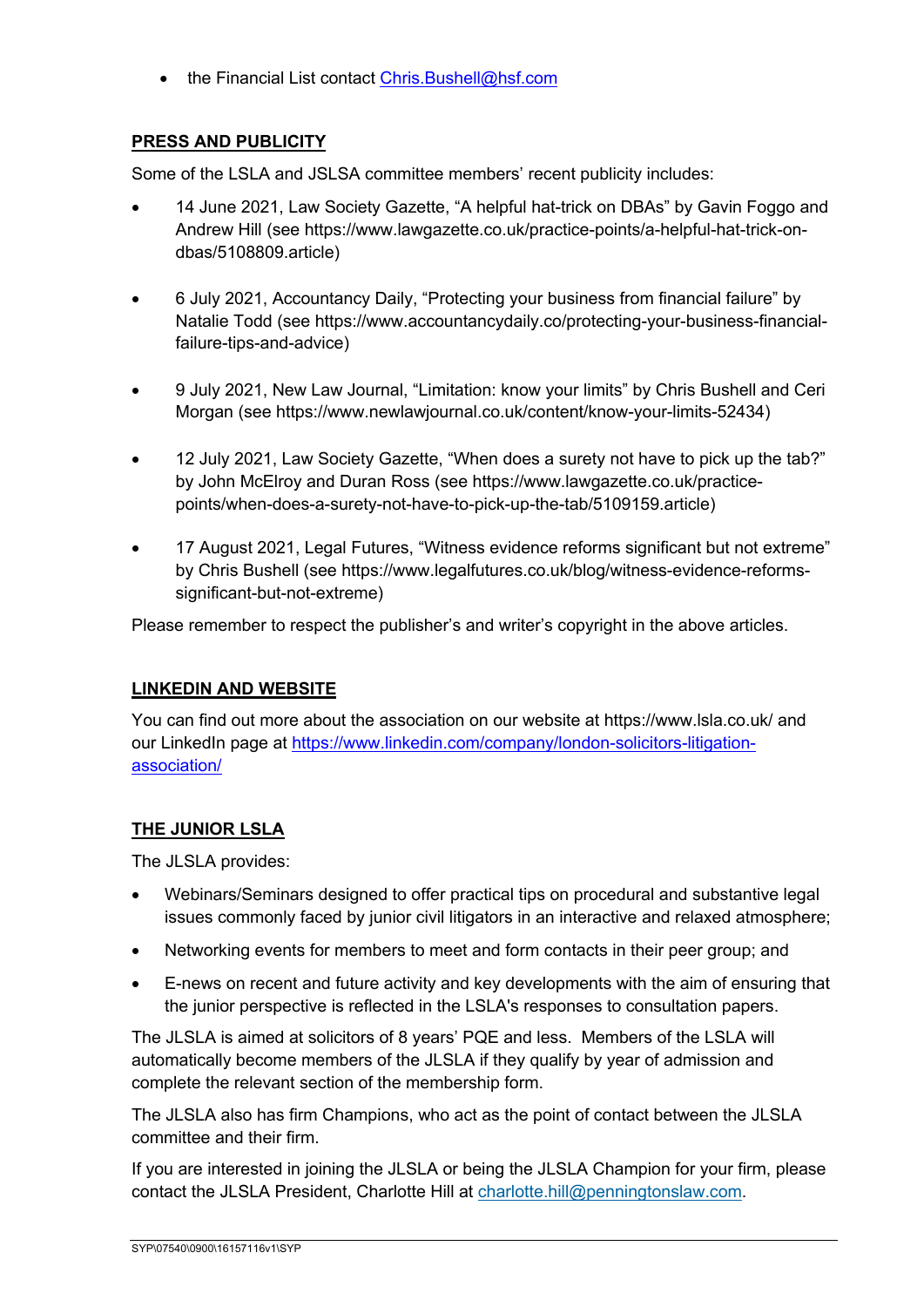- the Financial List contact Chris.Bushell@hsf.com

## PRESS AND PUBLICITY

Some of the LSLA and JSLSA committee members' recent publicity includes:

- 14 June 2021, Law Society Gazette, "A helpful hat-trick on DBAs" by Gavin Foggo and Andrew Hill (see https://www.lawgazette.co.uk/practice-points/a-helpful-hat-trick-on-dbas/5108809.article)

- 6 July 2021, Accountancy Daily, "Protecting your business from financial failure" by Natalie Todd (see https://www.accountancydaily.co/protecting-your-business-financial-failure-tips-and-advice)

- 9 July 2021, New Law Journal, "Limitation: know your limits" by Chris Bushell and Ceri Morgan (see https://www.newlawjournal.co.uk/content/know-your-limits-52434)

- 12 July 2021, Law Society Gazette, "When does a surety not have to pick up the tab?" by John McElroy and Duran Ross (see https://www.lawgazette.co.uk/practice-points/when-does-a-surety-not-have-to-pick-up-the-tab/5109159.article)

- 17 August 2021, Legal Futures, "Witness evidence reforms significant but not extreme" by Chris Bushell (see https://www.legalfutures.co.uk/blog/witness-evidence-reforms-significant-but-not-extreme)

Please remember to respect the publisher's and writer's copyright in the above articles.

## LINKEDIN AND WEBSITE

You can find out more about the association on our website at https://www.lsla.co.uk/ and our LinkedIn page at https://www.linkedin.com/company/london-solicitors-litigation-association/

## THE JUNIOR LSLA

The JLSLA provides:

- Webinars/Seminars designed to offer practical tips on procedural and substantive legal issues commonly faced by junior civil litigators in an interactive and relaxed atmosphere;
- Networking events for members to meet and form contacts in their peer group; and
- E-news on recent and future activity and key developments with the aim of ensuring that the junior perspective is reflected in the LSLA's responses to consultation papers.

The JLSLA is aimed at solicitors of 8 years' PQE and less. Members of the LSLA will automatically become members of the JLSLA if they qualify by year of admission and complete the relevant section of the membership form.

The JLSLA also has firm Champions, who act as the point of contact between the JLSLA committee and their firm.

If you are interested in joining the JLSLA or being the JLSLA Champion for your firm, please contact the JLSLA President, Charlotte Hill at charlotte.hill@penningtonslaw.com.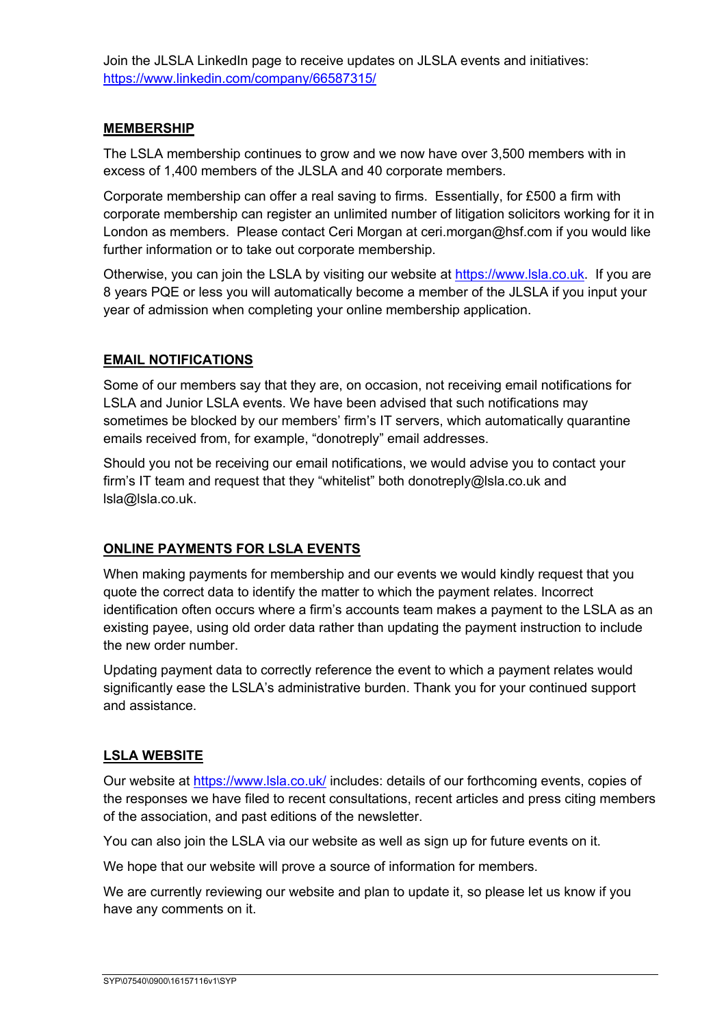Join the JLSLA LinkedIn page to receive updates on JLSLA events and initiatives: https://www.linkedin.com/company/66587315/

## MEMBERSHIP

The LSLA membership continues to grow and we now have over 3,500 members with in excess of 1,400 members of the JLSLA and 40 corporate members.

Corporate membership can offer a real saving to firms. Essentially, for £500 a firm with corporate membership can register an unlimited number of litigation solicitors working for it in London as members. Please contact Ceri Morgan at ceri.morgan@hsf.com if you would like further information or to take out corporate membership.

Otherwise, you can join the LSLA by visiting our website at https://www.lsla.co.uk. If you are 8 years PQE or less you will automatically become a member of the JLSLA if you input your year of admission when completing your online membership application.

## EMAIL NOTIFICATIONS

Some of our members say that they are, on occasion, not receiving email notifications for LSLA and Junior LSLA events. We have been advised that such notifications may sometimes be blocked by our members' firm's IT servers, which automatically quarantine emails received from, for example, "donotreply" email addresses.

Should you not be receiving our email notifications, we would advise you to contact your firm's IT team and request that they "whitelist" both donotreply@lsla.co.uk and lsla@lsla.co.uk.

## ONLINE PAYMENTS FOR LSLA EVENTS

When making payments for membership and our events we would kindly request that you quote the correct data to identify the matter to which the payment relates. Incorrect identification often occurs where a firm's accounts team makes a payment to the LSLA as an existing payee, using old order data rather than updating the payment instruction to include the new order number.

Updating payment data to correctly reference the event to which a payment relates would significantly ease the LSLA's administrative burden. Thank you for your continued support and assistance.

## LSLA WEBSITE

Our website at https://www.lsla.co.uk/ includes: details of our forthcoming events, copies of the responses we have filed to recent consultations, recent articles and press citing members of the association, and past editions of the newsletter.

You can also join the LSLA via our website as well as sign up for future events on it.

We hope that our website will prove a source of information for members.

We are currently reviewing our website and plan to update it, so please let us know if you have any comments on it.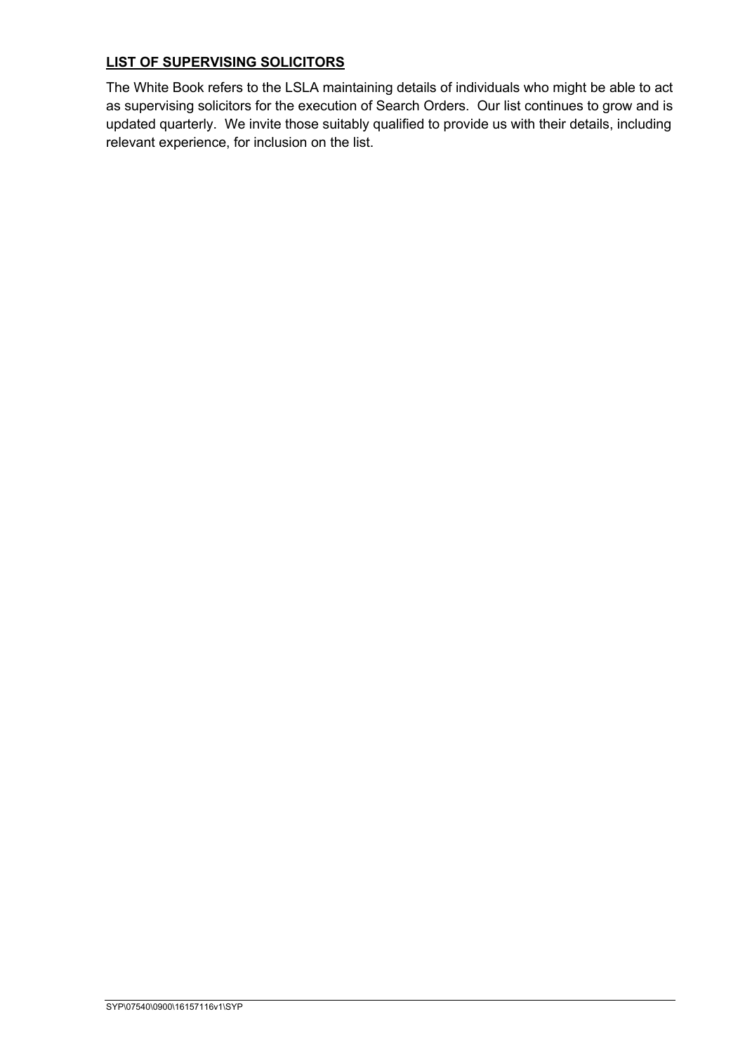**LIST OF SUPERVISING SOLICITORS**

The White Book refers to the LSLA maintaining details of individuals who might be able to act as supervising solicitors for the execution of Search Orders. Our list continues to grow and is updated quarterly. We invite those suitably qualified to provide us with their details, including relevant experience, for inclusion on the list.